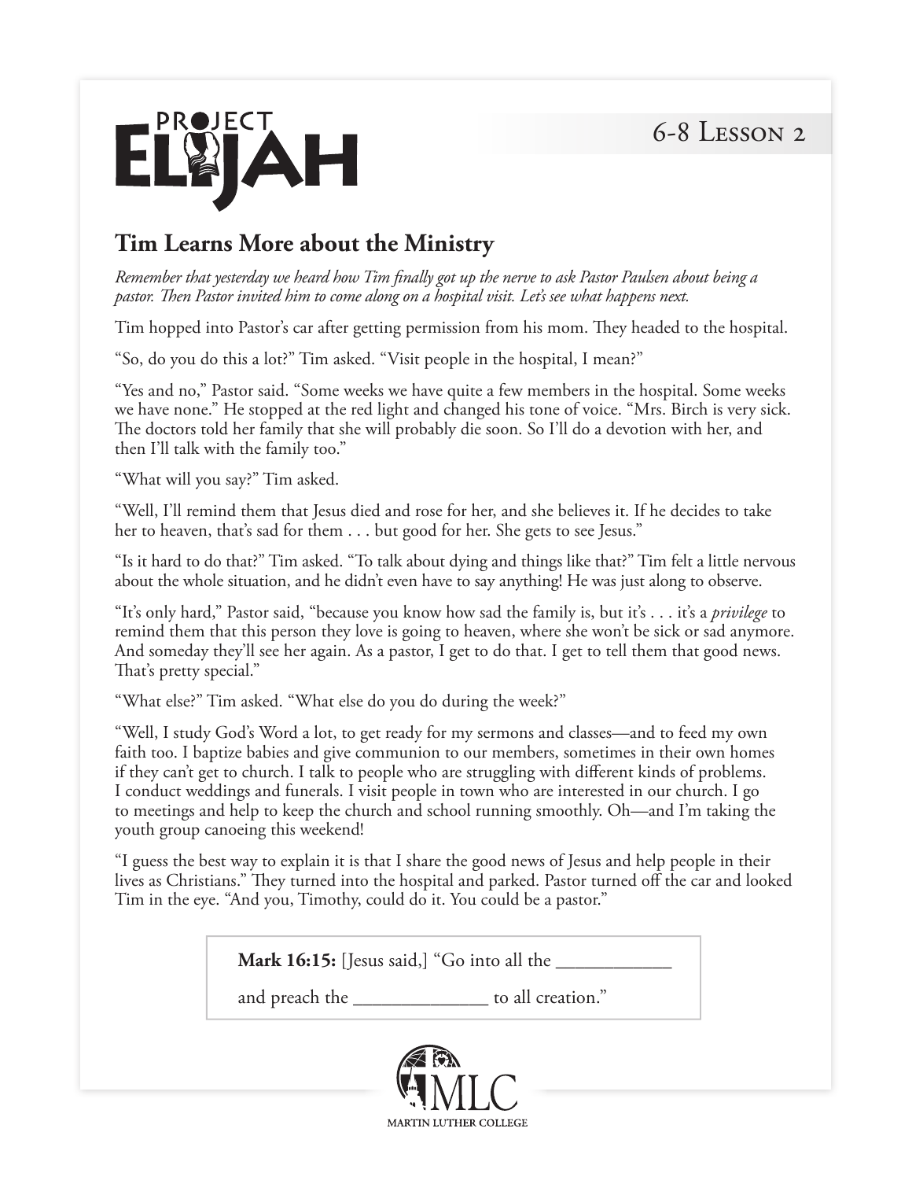PROJECT ELIJAH

6-8 Lesson 2

## Tim Learns More about the Ministry

*Remember that yesterday we heard how Tim finally got up the nerve to ask Pastor Paulsen about being a pastor. Then Pastor invited him to come along on a hospital visit. Let's see what happens next.*

Tim hopped into Pastor's car after getting permission from his mom. They headed to the hospital.

"So, do you do this a lot?" Tim asked. "Visit people in the hospital, I mean?"

"Yes and no," Pastor said. "Some weeks we have quite a few members in the hospital. Some weeks we have none." He stopped at the red light and changed his tone of voice. "Mrs. Birch is very sick. The doctors told her family that she will probably die soon. So I'll do a devotion with her, and then I'll talk with the family too."

"What will you say?" Tim asked.

"Well, I'll remind them that Jesus died and rose for her, and she believes it. If he decides to take her to heaven, that's sad for them . . . but good for her. She gets to see Jesus."

"Is it hard to do that?" Tim asked. "To talk about dying and things like that?" Tim felt a little nervous about the whole situation, and he didn't even have to say anything! He was just along to observe.

"It's only hard," Pastor said, "because you know how sad the family is, but it's . . . it's a *privilege* to remind them that this person they love is going to heaven, where she won't be sick or sad anymore. And someday they'll see her again. As a pastor, I get to do that. I get to tell them that good news. That's pretty special."

"What else?" Tim asked. "What else do you do during the week?"

"Well, I study God's Word a lot, to get ready for my sermons and classes—and to feed my own faith too. I baptize babies and give communion to our members, sometimes in their own homes if they can't get to church. I talk to people who are struggling with different kinds of problems. I conduct weddings and funerals. I visit people in town who are interested in our church. I go to meetings and help to keep the church and school running smoothly. Oh—and I'm taking the youth group canoeing this weekend!

"I guess the best way to explain it is that I share the good news of Jesus and help people in their lives as Christians." They turned into the hospital and parked. Pastor turned off the car and looked Tim in the eye. "And you, Timothy, could do it. You could be a pastor."

**Mark 16:15:** [Jesus said,] "Go into all the ____________ and preach the ______________ to all creation."

MLC
MARTIN LUTHER COLLEGE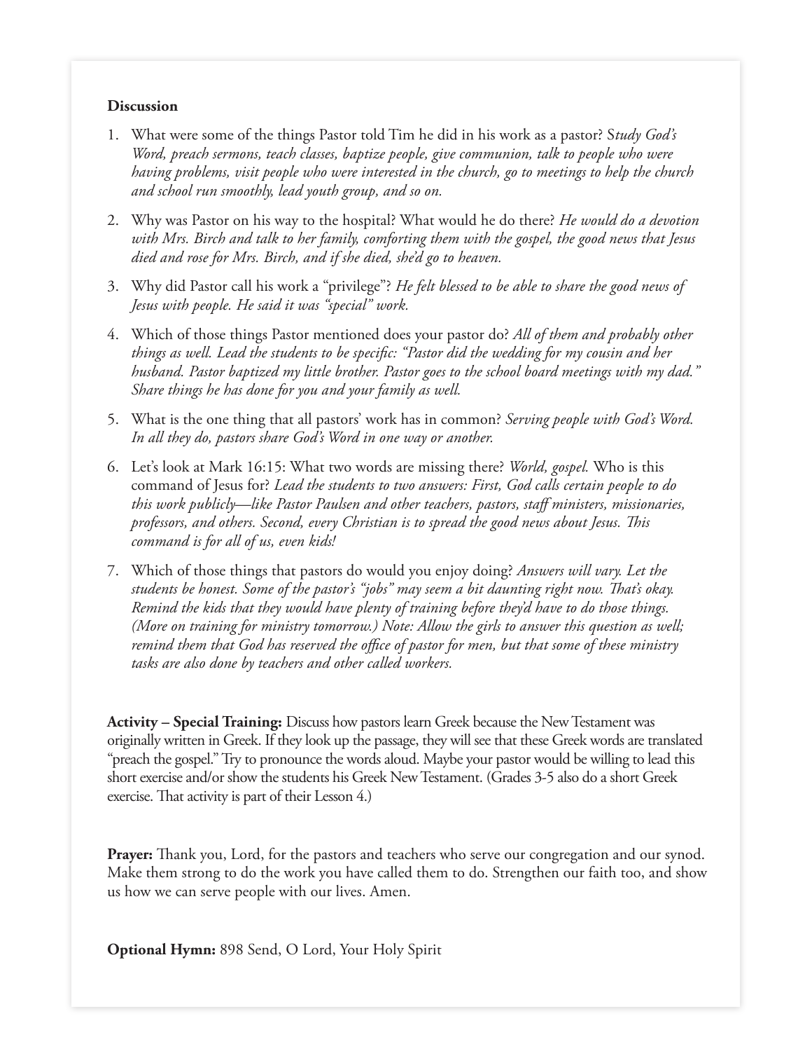**Discussion**

1. What were some of the things Pastor told Tim he did in his work as a pastor? S*tudy God's Word, preach sermons, teach classes, baptize people, give communion, talk to people who were having problems, visit people who were interested in the church, go to meetings to help the church and school run smoothly, lead youth group, and so on.*

2. Why was Pastor on his way to the hospital? What would he do there? *He would do a devotion with Mrs. Birch and talk to her family, comforting them with the gospel, the good news that Jesus died and rose for Mrs. Birch, and if she died, she'd go to heaven.*

3. Why did Pastor call his work a "privilege"? *He felt blessed to be able to share the good news of Jesus with people. He said it was "special" work.*

4. Which of those things Pastor mentioned does your pastor do? *All of them and probably other things as well. Lead the students to be specific: "Pastor did the wedding for my cousin and her husband. Pastor baptized my little brother. Pastor goes to the school board meetings with my dad." Share things he has done for you and your family as well.*

5. What is the one thing that all pastors' work has in common? *Serving people with God's Word. In all they do, pastors share God's Word in one way or another.*

6. Let's look at Mark 16:15: What two words are missing there? *World, gospel.* Who is this command of Jesus for? *Lead the students to two answers: First, God calls certain people to do this work publicly—like Pastor Paulsen and other teachers, pastors, staff ministers, missionaries, professors, and others. Second, every Christian is to spread the good news about Jesus. This command is for all of us, even kids!*

7. Which of those things that pastors do would you enjoy doing? *Answers will vary. Let the students be honest. Some of the pastor's "jobs" may seem a bit daunting right now. That's okay. Remind the kids that they would have plenty of training before they'd have to do those things. (More on training for ministry tomorrow.) Note: Allow the girls to answer this question as well; remind them that God has reserved the office of pastor for men, but that some of these ministry tasks are also done by teachers and other called workers.*

**Activity – Special Training:** Discuss how pastors learn Greek because the New Testament was originally written in Greek. If they look up the passage, they will see that these Greek words are translated "preach the gospel." Try to pronounce the words aloud. Maybe your pastor would be willing to lead this short exercise and/or show the students his Greek New Testament. (Grades 3-5 also do a short Greek exercise. That activity is part of their Lesson 4.)

**Prayer:** Thank you, Lord, for the pastors and teachers who serve our congregation and our synod. Make them strong to do the work you have called them to do. Strengthen our faith too, and show us how we can serve people with our lives. Amen.

**Optional Hymn:** 898 Send, O Lord, Your Holy Spirit